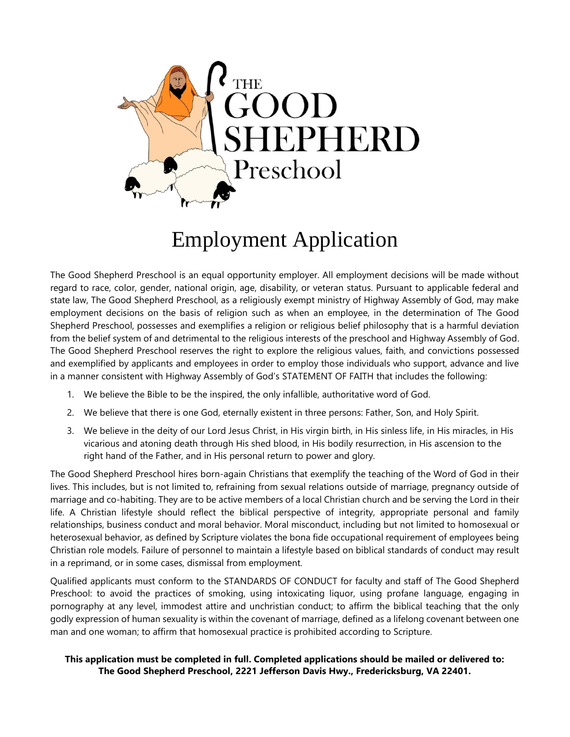THE GOOD SHEPHERD Preschool

# Employment Application

The Good Shepherd Preschool is an equal opportunity employer. All employment decisions will be made without regard to race, color, gender, national origin, age, disability, or veteran status. Pursuant to applicable federal and state law, The Good Shepherd Preschool, as a religiously exempt ministry of Highway Assembly of God, may make employment decisions on the basis of religion such as when an employee, in the determination of The Good Shepherd Preschool, possesses and exemplifies a religion or religious belief philosophy that is a harmful deviation from the belief system of and detrimental to the religious interests of the preschool and Highway Assembly of God. The Good Shepherd Preschool reserves the right to explore the religious values, faith, and convictions possessed and exemplified by applicants and employees in order to employ those individuals who support, advance and live in a manner consistent with Highway Assembly of God's STATEMENT OF FAITH that includes the following:

1. We believe the Bible to be the inspired, the only infallible, authoritative word of God.
2. We believe that there is one God, eternally existent in three persons: Father, Son, and Holy Spirit.
3. We believe in the deity of our Lord Jesus Christ, in His virgin birth, in His sinless life, in His miracles, in His vicarious and atoning death through His shed blood, in His bodily resurrection, in His ascension to the right hand of the Father, and in His personal return to power and glory.

The Good Shepherd Preschool hires born-again Christians that exemplify the teaching of the Word of God in their lives. This includes, but is not limited to, refraining from sexual relations outside of marriage, pregnancy outside of marriage and co-habiting. They are to be active members of a local Christian church and be serving the Lord in their life. A Christian lifestyle should reflect the biblical perspective of integrity, appropriate personal and family relationships, business conduct and moral behavior. Moral misconduct, including but not limited to homosexual or heterosexual behavior, as defined by Scripture violates the bona fide occupational requirement of employees being Christian role models. Failure of personnel to maintain a lifestyle based on biblical standards of conduct may result in a reprimand, or in some cases, dismissal from employment.

Qualified applicants must conform to the STANDARDS OF CONDUCT for faculty and staff of The Good Shepherd Preschool: to avoid the practices of smoking, using intoxicating liquor, using profane language, engaging in pornography at any level, immodest attire and unchristian conduct; to affirm the biblical teaching that the only godly expression of human sexuality is within the covenant of marriage, defined as a lifelong covenant between one man and one woman; to affirm that homosexual practice is prohibited according to Scripture.

**This application must be completed in full. Completed applications should be mailed or delivered to: The Good Shepherd Preschool, 2221 Jefferson Davis Hwy., Fredericksburg, VA 22401.**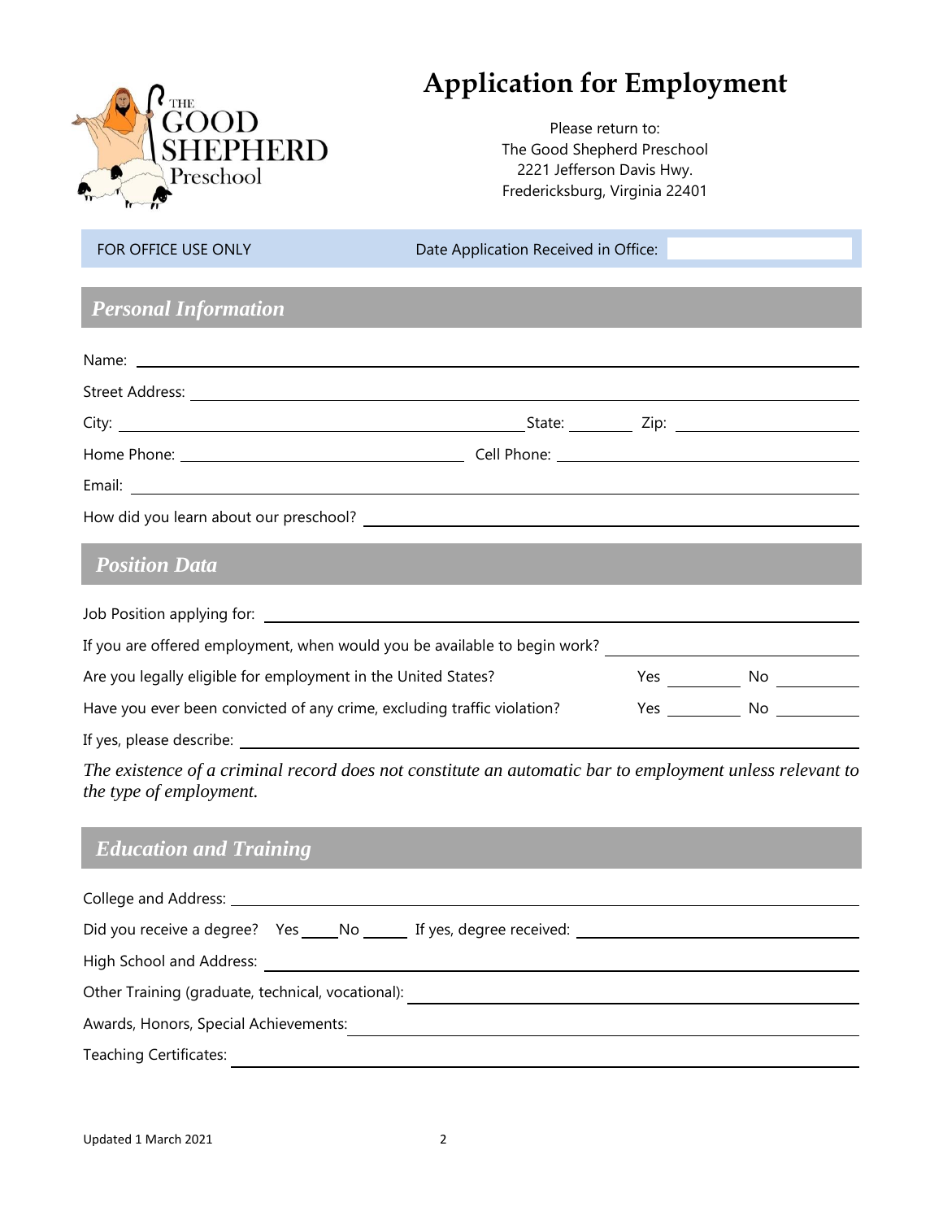THE GOOD SHEPHERD Preschool

# Application for Employment

Please return to:
The Good Shepherd Preschool
2221 Jefferson Davis Hwy.
Fredericksburg, Virginia 22401

FOR OFFICE USE ONLY    Date Application Received in Office: ______

## *Personal Information*

Name: ______

Street Address: ______

City: ______ State: ______ Zip: ______

Home Phone: ______ Cell Phone: ______

Email: ______

How did you learn about our preschool? ______

## *Position Data*

Job Position applying for: ______

If you are offered employment, when would you be available to begin work? ______

Are you legally eligible for employment in the United States? Yes ______ No ______

Have you ever been convicted of any crime, excluding traffic violation? Yes ______ No ______

If yes, please describe: ______

*The existence of a criminal record does not constitute an automatic bar to employment unless relevant to the type of employment.*

## *Education and Training*

College and Address: ______

Did you receive a degree? Yes ____No ______ If yes, degree received: ______

High School and Address: ______

Other Training (graduate, technical, vocational): ______

Awards, Honors, Special Achievements: ______

Teaching Certificates: ______

Updated 1 March 2021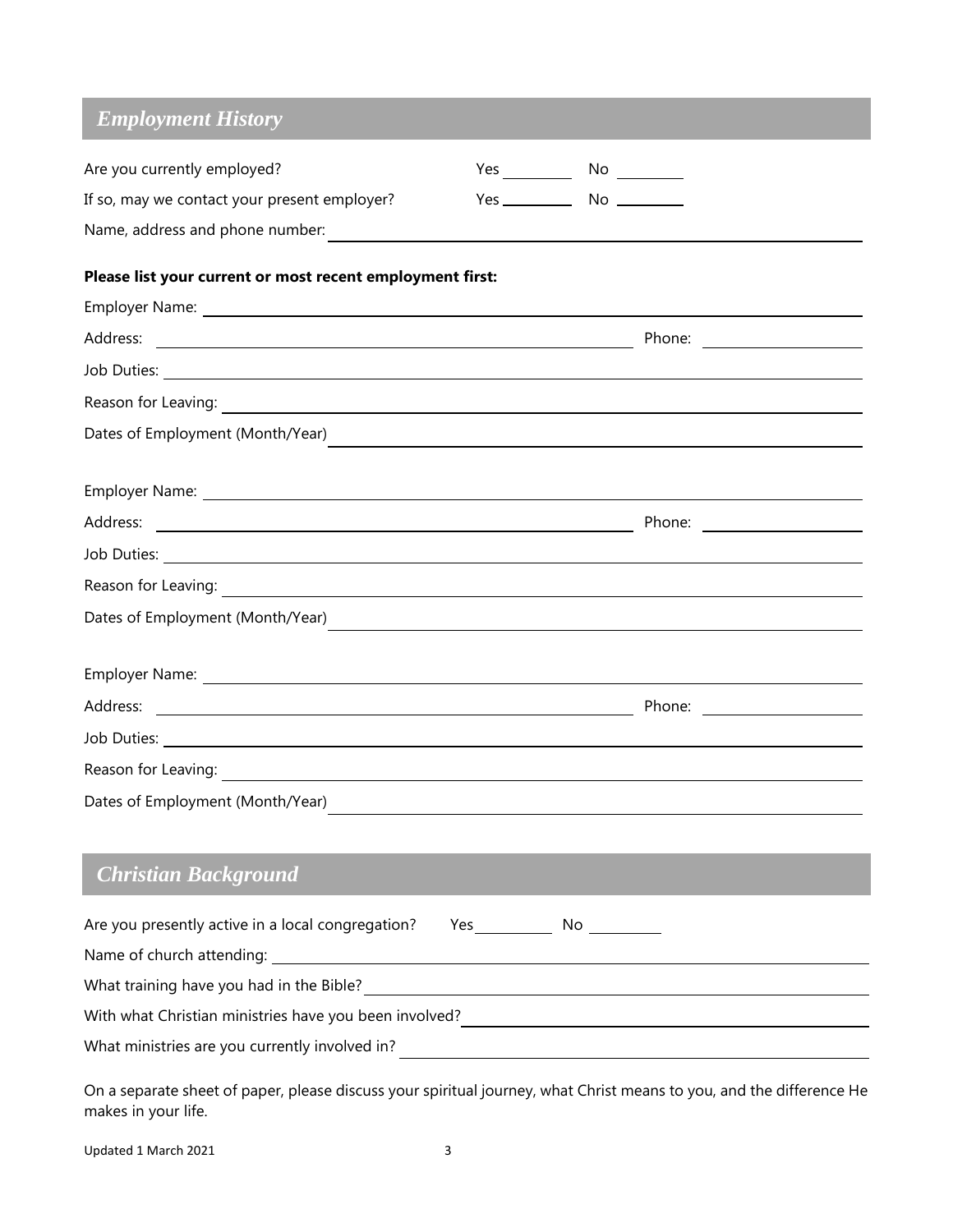## *Employment History*

Are you currently employed? Yes ________ No ________

If so, may we contact your present employer? Yes ________ No ________

Name, address and phone number: ________________________________________

**Please list your current or most recent employment first:**

Employer Name: ________________________________________

Address: ________________________________ Phone: ________________

Job Duties: ________________________________________

Reason for Leaving: ________________________________________

Dates of Employment (Month/Year) ________________________________________

Employer Name: ________________________________________

Address: ________________________________ Phone: ________________

Job Duties: ________________________________________

Reason for Leaving: ________________________________________

Dates of Employment (Month/Year) ________________________________________

Employer Name: ________________________________________

Address: ________________________________ Phone: ________________

Job Duties: ________________________________________

Reason for Leaving: ________________________________________

Dates of Employment (Month/Year) ________________________________________

## *Christian Background*

Are you presently active in a local congregation? Yes ________ No ________

Name of church attending: ________________________________________

What training have you had in the Bible? ________________________________________

With what Christian ministries have you been involved? ________________________________________

What ministries are you currently involved in? ________________________________________

On a separate sheet of paper, please discuss your spiritual journey, what Christ means to you, and the difference He makes in your life.

Updated 1 March 2021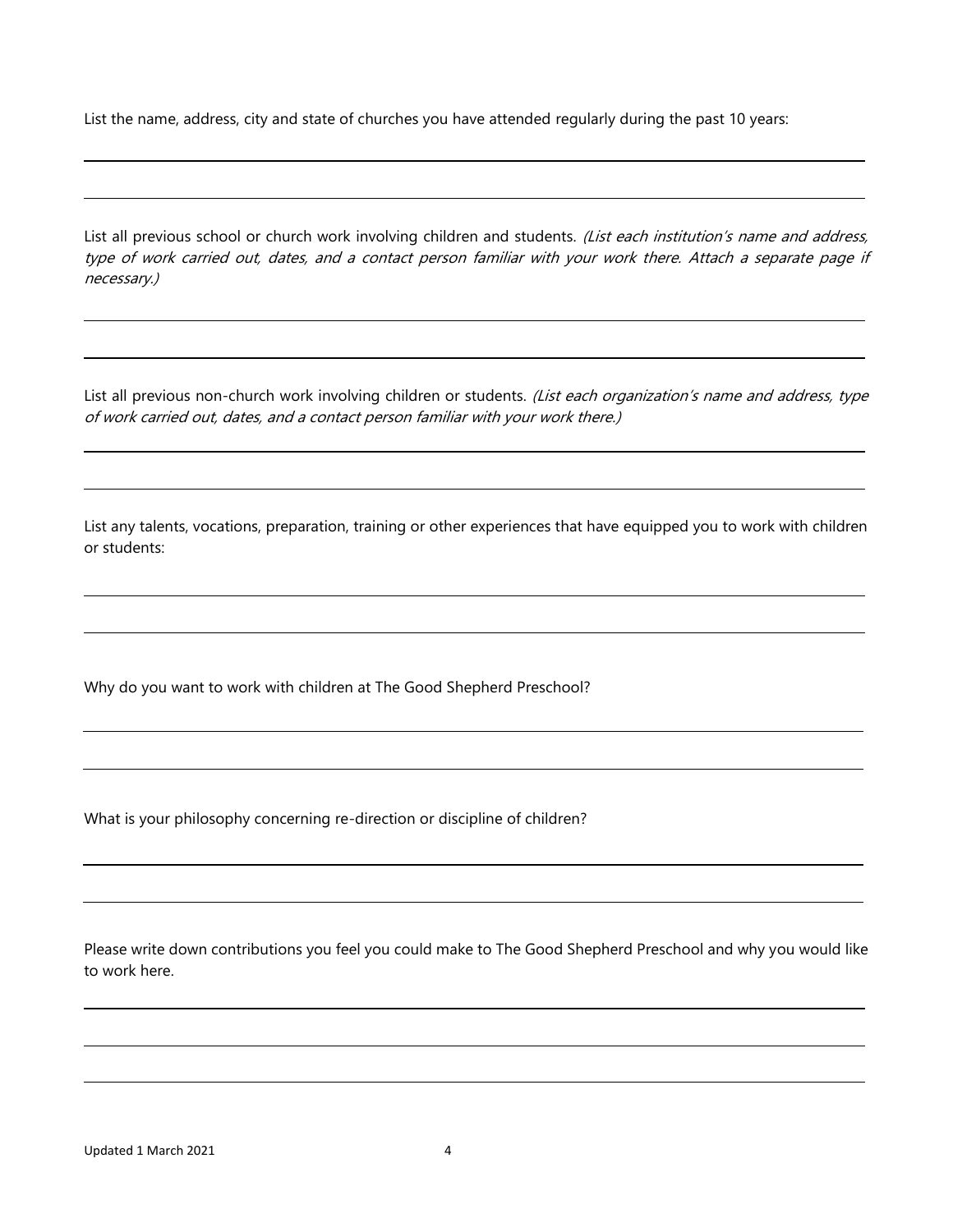List the name, address, city and state of churches you have attended regularly during the past 10 years:

List all previous school or church work involving children and students. *(List each institution's name and address, type of work carried out, dates, and a contact person familiar with your work there. Attach a separate page if necessary.)*

List all previous non-church work involving children or students. *(List each organization's name and address, type of work carried out, dates, and a contact person familiar with your work there.)*

List any talents, vocations, preparation, training or other experiences that have equipped you to work with children or students:

Why do you want to work with children at The Good Shepherd Preschool?

What is your philosophy concerning re-direction or discipline of children?

Please write down contributions you feel you could make to The Good Shepherd Preschool and why you would like to work here.

Updated 1 March 2021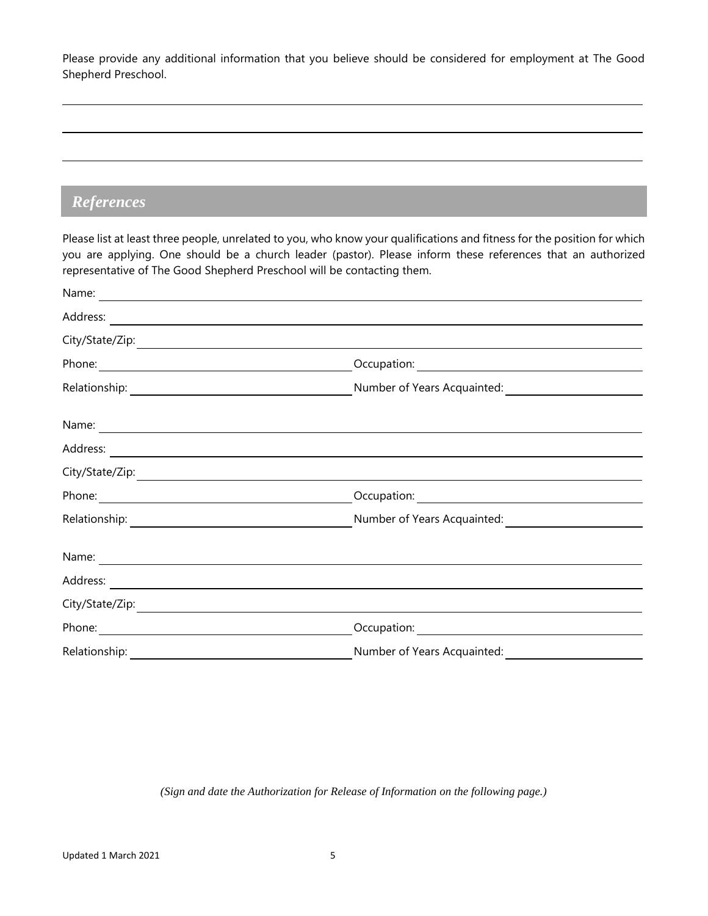Please provide any additional information that you believe should be considered for employment at The Good Shepherd Preschool.

\_\_\_\_\_\_\_\_\_\_\_\_\_\_\_\_\_\_\_\_\_\_\_\_\_\_\_\_\_\_\_\_\_\_\_\_\_\_\_\_\_\_\_\_\_\_\_\_\_\_\_\_\_\_\_\_\_\_\_\_\_\_\_\_\_\_\_\_\_\_\_\_\_\_\_\_\_\_

\_\_\_\_\_\_\_\_\_\_\_\_\_\_\_\_\_\_\_\_\_\_\_\_\_\_\_\_\_\_\_\_\_\_\_\_\_\_\_\_\_\_\_\_\_\_\_\_\_\_\_\_\_\_\_\_\_\_\_\_\_\_\_\_\_\_\_\_\_\_\_\_\_\_\_\_\_\_

\_\_\_\_\_\_\_\_\_\_\_\_\_\_\_\_\_\_\_\_\_\_\_\_\_\_\_\_\_\_\_\_\_\_\_\_\_\_\_\_\_\_\_\_\_\_\_\_\_\_\_\_\_\_\_\_\_\_\_\_\_\_\_\_\_\_\_\_\_\_\_\_\_\_\_\_\_\_

## *References*

Please list at least three people, unrelated to you, who know your qualifications and fitness for the position for which you are applying. One should be a church leader (pastor). Please inform these references that an authorized representative of The Good Shepherd Preschool will be contacting them.

Name: \_\_\_\_\_\_\_\_\_\_\_\_\_\_\_\_\_\_\_\_\_\_\_\_\_\_\_\_\_\_\_\_\_\_\_\_\_\_\_\_\_\_\_\_\_\_\_\_\_\_\_\_\_\_\_\_\_\_\_\_\_\_\_\_\_\_\_\_\_\_

Address: \_\_\_\_\_\_\_\_\_\_\_\_\_\_\_\_\_\_\_\_\_\_\_\_\_\_\_\_\_\_\_\_\_\_\_\_\_\_\_\_\_\_\_\_\_\_\_\_\_\_\_\_\_\_\_\_\_\_\_\_\_\_\_\_\_\_\_\_

City/State/Zip: \_\_\_\_\_\_\_\_\_\_\_\_\_\_\_\_\_\_\_\_\_\_\_\_\_\_\_\_\_\_\_\_\_\_\_\_\_\_\_\_\_\_\_\_\_\_\_\_\_\_\_\_\_\_\_\_\_\_\_\_\_\_

Phone: \_\_\_\_\_\_\_\_\_\_\_\_\_\_\_\_\_\_\_\_\_\_\_\_\_\_\_\_\_\_\_\_ Occupation: \_\_\_\_\_\_\_\_\_\_\_\_\_\_\_\_\_\_\_\_\_\_\_\_\_\_\_\_

Relationship: \_\_\_\_\_\_\_\_\_\_\_\_\_\_\_\_\_\_\_\_\_\_\_\_\_\_\_\_ Number of Years Acquainted: \_\_\_\_\_\_\_\_\_\_\_\_\_\_\_\_

Name: \_\_\_\_\_\_\_\_\_\_\_\_\_\_\_\_\_\_\_\_\_\_\_\_\_\_\_\_\_\_\_\_\_\_\_\_\_\_\_\_\_\_\_\_\_\_\_\_\_\_\_\_\_\_\_\_\_\_\_\_\_\_\_\_\_\_\_\_\_\_

Address: \_\_\_\_\_\_\_\_\_\_\_\_\_\_\_\_\_\_\_\_\_\_\_\_\_\_\_\_\_\_\_\_\_\_\_\_\_\_\_\_\_\_\_\_\_\_\_\_\_\_\_\_\_\_\_\_\_\_\_\_\_\_\_\_\_\_\_\_

City/State/Zip: \_\_\_\_\_\_\_\_\_\_\_\_\_\_\_\_\_\_\_\_\_\_\_\_\_\_\_\_\_\_\_\_\_\_\_\_\_\_\_\_\_\_\_\_\_\_\_\_\_\_\_\_\_\_\_\_\_\_\_\_\_\_

Phone: \_\_\_\_\_\_\_\_\_\_\_\_\_\_\_\_\_\_\_\_\_\_\_\_\_\_\_\_\_\_\_\_ Occupation: \_\_\_\_\_\_\_\_\_\_\_\_\_\_\_\_\_\_\_\_\_\_\_\_\_\_\_\_

Relationship: \_\_\_\_\_\_\_\_\_\_\_\_\_\_\_\_\_\_\_\_\_\_\_\_\_\_\_\_ Number of Years Acquainted: \_\_\_\_\_\_\_\_\_\_\_\_\_\_\_\_

Name: \_\_\_\_\_\_\_\_\_\_\_\_\_\_\_\_\_\_\_\_\_\_\_\_\_\_\_\_\_\_\_\_\_\_\_\_\_\_\_\_\_\_\_\_\_\_\_\_\_\_\_\_\_\_\_\_\_\_\_\_\_\_\_\_\_\_\_\_\_\_

Address: \_\_\_\_\_\_\_\_\_\_\_\_\_\_\_\_\_\_\_\_\_\_\_\_\_\_\_\_\_\_\_\_\_\_\_\_\_\_\_\_\_\_\_\_\_\_\_\_\_\_\_\_\_\_\_\_\_\_\_\_\_\_\_\_\_\_\_\_

City/State/Zip: \_\_\_\_\_\_\_\_\_\_\_\_\_\_\_\_\_\_\_\_\_\_\_\_\_\_\_\_\_\_\_\_\_\_\_\_\_\_\_\_\_\_\_\_\_\_\_\_\_\_\_\_\_\_\_\_\_\_\_\_\_\_

Phone: \_\_\_\_\_\_\_\_\_\_\_\_\_\_\_\_\_\_\_\_\_\_\_\_\_\_\_\_\_\_\_\_ Occupation: \_\_\_\_\_\_\_\_\_\_\_\_\_\_\_\_\_\_\_\_\_\_\_\_\_\_\_\_

Relationship: \_\_\_\_\_\_\_\_\_\_\_\_\_\_\_\_\_\_\_\_\_\_\_\_\_\_\_\_ Number of Years Acquainted: \_\_\_\_\_\_\_\_\_\_\_\_\_\_\_\_

*(Sign and date the Authorization for Release of Information on the following page.)*

Updated 1 March 2021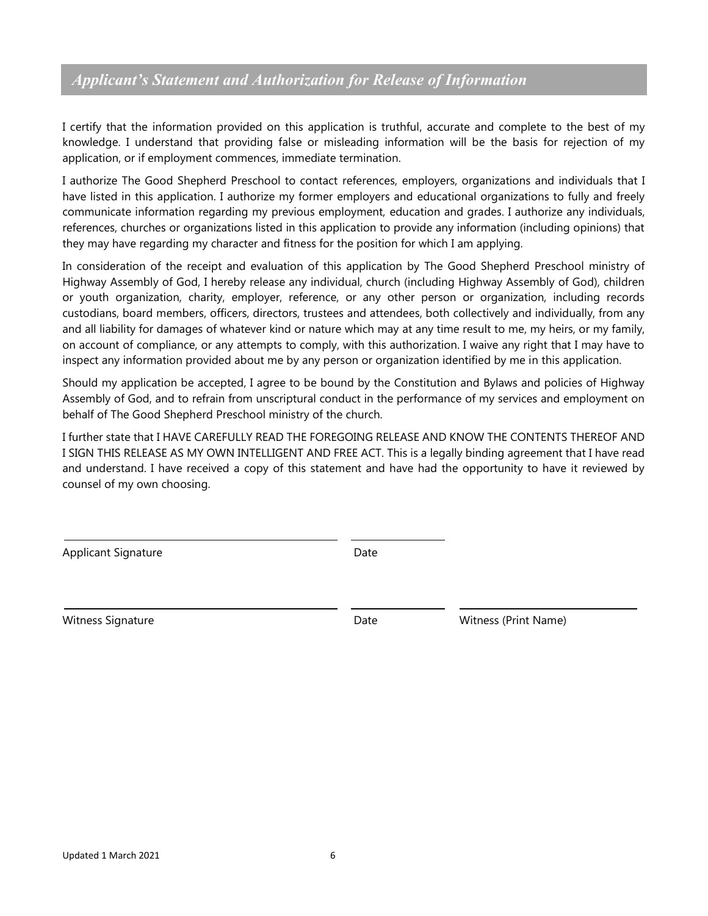## *Applicant's Statement and Authorization for Release of Information*

I certify that the information provided on this application is truthful, accurate and complete to the best of my knowledge. I understand that providing false or misleading information will be the basis for rejection of my application, or if employment commences, immediate termination.

I authorize The Good Shepherd Preschool to contact references, employers, organizations and individuals that I have listed in this application. I authorize my former employers and educational organizations to fully and freely communicate information regarding my previous employment, education and grades. I authorize any individuals, references, churches or organizations listed in this application to provide any information (including opinions) that they may have regarding my character and fitness for the position for which I am applying.

In consideration of the receipt and evaluation of this application by The Good Shepherd Preschool ministry of Highway Assembly of God, I hereby release any individual, church (including Highway Assembly of God), children or youth organization, charity, employer, reference, or any other person or organization, including records custodians, board members, officers, directors, trustees and attendees, both collectively and individually, from any and all liability for damages of whatever kind or nature which may at any time result to me, my heirs, or my family, on account of compliance, or any attempts to comply, with this authorization. I waive any right that I may have to inspect any information provided about me by any person or organization identified by me in this application.

Should my application be accepted, I agree to be bound by the Constitution and Bylaws and policies of Highway Assembly of God, and to refrain from unscriptural conduct in the performance of my services and employment on behalf of The Good Shepherd Preschool ministry of the church.

I further state that I HAVE CAREFULLY READ THE FOREGOING RELEASE AND KNOW THE CONTENTS THEREOF AND I SIGN THIS RELEASE AS MY OWN INTELLIGENT AND FREE ACT. This is a legally binding agreement that I have read and understand. I have received a copy of this statement and have had the opportunity to have it reviewed by counsel of my own choosing.

\_\_\_\_\_\_\_\_\_\_\_\_\_\_\_\_\_\_\_\_\_\_\_\_\_\_\_\_\_\_\_\_\_\_\_\_\_\_ \_\_\_\_\_\_\_\_\_\_\_\_\_\_\_

Applicant Signature Date

\_\_\_\_\_\_\_\_\_\_\_\_\_\_\_\_\_\_\_\_\_\_\_\_\_\_\_\_\_\_\_\_\_\_\_\_\_\_ \_\_\_\_\_\_\_\_\_\_\_\_\_\_\_ \_\_\_\_\_\_\_\_\_\_\_\_\_\_\_\_\_\_\_\_\_\_\_\_\_\_

Witness Signature Date Witness (Print Name)

Updated 1 March 2021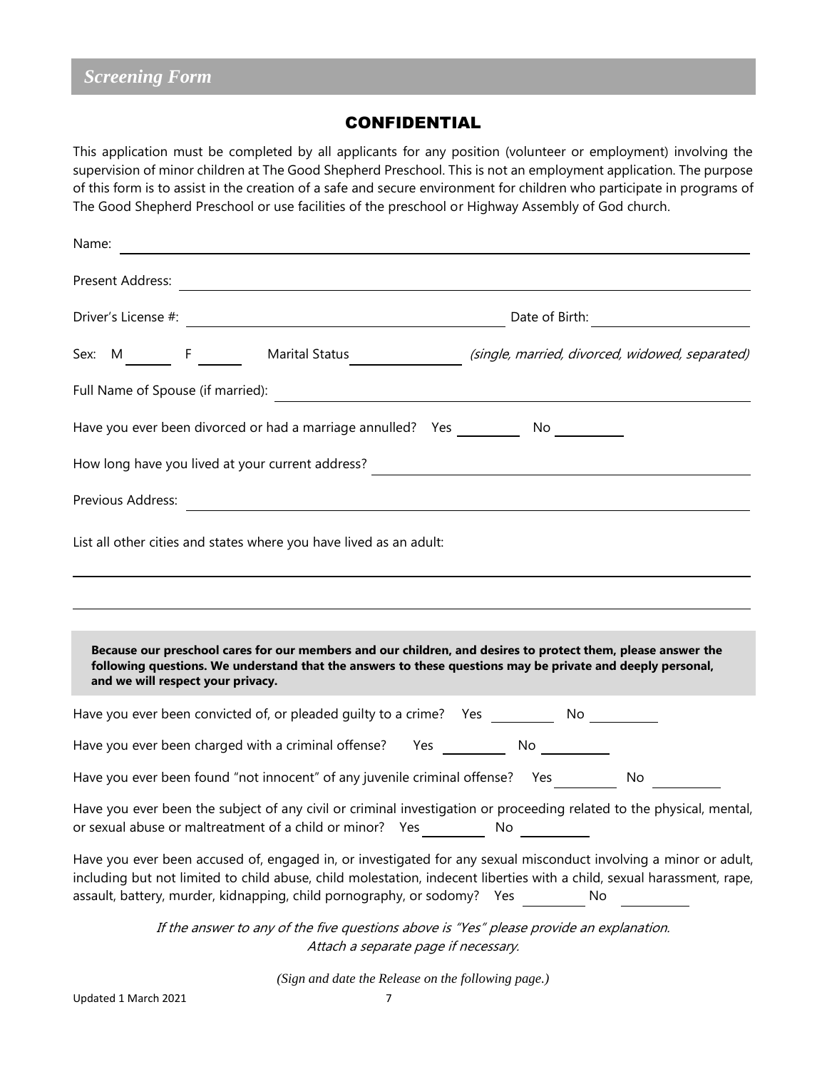## *Screening Form*

### CONFIDENTIAL

This application must be completed by all applicants for any position (volunteer or employment) involving the supervision of minor children at The Good Shepherd Preschool. This is not an employment application. The purpose of this form is to assist in the creation of a safe and secure environment for children who participate in programs of The Good Shepherd Preschool or use facilities of the preschool or Highway Assembly of God church.

Name: ______________________________________________________________

Present Address: ______________________________________________________________

Driver's License #: ______________________________ Date of Birth: ____________________

Sex: M ______ F ______ Marital Status ______________ *(single, married, divorced, widowed, separated)*

Full Name of Spouse (if married): ______________________________________________________________

Have you ever been divorced or had a marriage annulled? Yes ________ No ________

How long have you lived at your current address? ______________________________________________________________

Previous Address: ______________________________________________________________

List all other cities and states where you have lived as an adult:

______________________________________________________________

______________________________________________________________

**Because our preschool cares for our members and our children, and desires to protect them, please answer the following questions. We understand that the answers to these questions may be private and deeply personal, and we will respect your privacy.**

Have you ever been convicted of, or pleaded guilty to a crime? Yes ________ No ________

Have you ever been charged with a criminal offense? Yes ________ No ________

Have you ever been found "not innocent" of any juvenile criminal offense? Yes ________ No ________

Have you ever been the subject of any civil or criminal investigation or proceeding related to the physical, mental, or sexual abuse or maltreatment of a child or minor? Yes ________ No ________

Have you ever been accused of, engaged in, or investigated for any sexual misconduct involving a minor or adult, including but not limited to child abuse, child molestation, indecent liberties with a child, sexual harassment, rape, assault, battery, murder, kidnapping, child pornography, or sodomy? Yes ________ No ________

*If the answer to any of the five questions above is "Yes" please provide an explanation. Attach a separate page if necessary.*

*(Sign and date the Release on the following page.)*

Updated 1 March 2021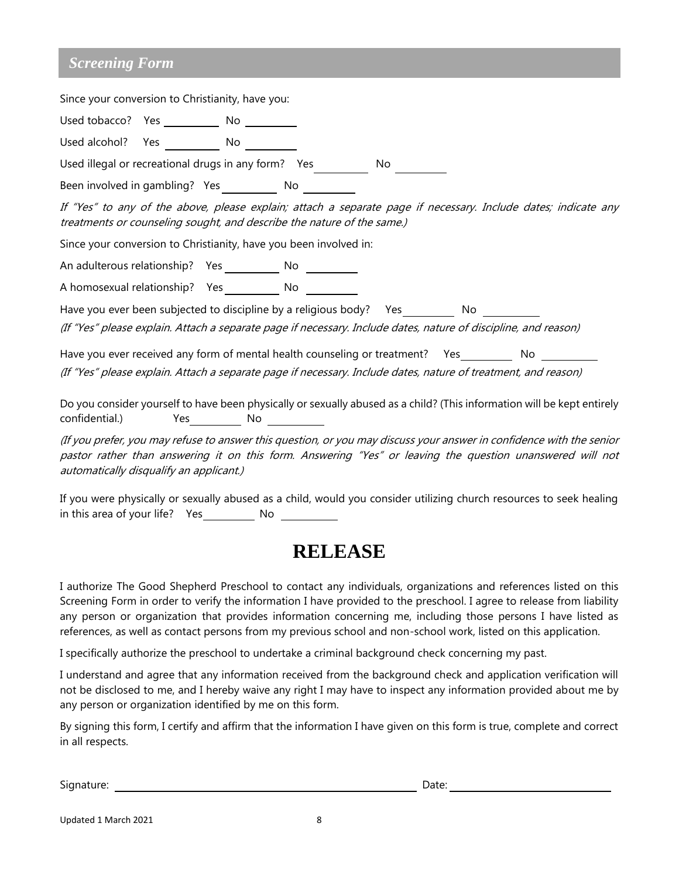## *Screening Form*

Since your conversion to Christianity, have you:

Used tobacco? Yes \_\_\_\_\_\_\_\_\_\_ No \_\_\_\_\_\_\_\_\_\_

Used alcohol? Yes \_\_\_\_\_\_\_\_\_\_ No \_\_\_\_\_\_\_\_\_\_

Used illegal or recreational drugs in any form? Yes \_\_\_\_\_\_\_\_\_\_ No \_\_\_\_\_\_\_\_\_\_

Been involved in gambling? Yes \_\_\_\_\_\_\_\_\_\_ No \_\_\_\_\_\_\_\_\_\_

*If "Yes" to any of the above, please explain; attach a separate page if necessary. Include dates; indicate any treatments or counseling sought, and describe the nature of the same.)*

Since your conversion to Christianity, have you been involved in:

An adulterous relationship? Yes \_\_\_\_\_\_\_\_\_\_ No \_\_\_\_\_\_\_\_\_\_

A homosexual relationship? Yes \_\_\_\_\_\_\_\_\_\_ No \_\_\_\_\_\_\_\_\_\_

Have you ever been subjected to discipline by a religious body? Yes \_\_\_\_\_\_\_\_\_\_ No \_\_\_\_\_\_\_\_\_\_

*(If "Yes" please explain. Attach a separate page if necessary. Include dates, nature of discipline, and reason)*

Have you ever received any form of mental health counseling or treatment? Yes \_\_\_\_\_\_\_\_\_\_ No \_\_\_\_\_\_\_\_\_\_

*(If "Yes" please explain. Attach a separate page if necessary. Include dates, nature of treatment, and reason)*

Do you consider yourself to have been physically or sexually abused as a child? (This information will be kept entirely confidential.) Yes \_\_\_\_\_\_\_\_\_\_ No \_\_\_\_\_\_\_\_\_\_

*(If you prefer, you may refuse to answer this question, or you may discuss your answer in confidence with the senior pastor rather than answering it on this form. Answering "Yes" or leaving the question unanswered will not automatically disqualify an applicant.)*

If you were physically or sexually abused as a child, would you consider utilizing church resources to seek healing in this area of your life? Yes \_\_\_\_\_\_\_\_\_\_ No \_\_\_\_\_\_\_\_\_\_

# RELEASE

I authorize The Good Shepherd Preschool to contact any individuals, organizations and references listed on this Screening Form in order to verify the information I have provided to the preschool. I agree to release from liability any person or organization that provides information concerning me, including those persons I have listed as references, as well as contact persons from my previous school and non-school work, listed on this application.

I specifically authorize the preschool to undertake a criminal background check concerning my past.

I understand and agree that any information received from the background check and application verification will not be disclosed to me, and I hereby waive any right I may have to inspect any information provided about me by any person or organization identified by me on this form.

By signing this form, I certify and affirm that the information I have given on this form is true, complete and correct in all respects.

Signature: \_\_\_\_\_\_\_\_\_\_\_\_\_\_\_\_\_\_\_\_\_\_\_\_\_\_\_\_\_\_\_\_\_\_\_\_\_\_\_\_ Date: \_\_\_\_\_\_\_\_\_\_\_\_\_\_\_\_\_\_\_\_

Updated 1 March 2021